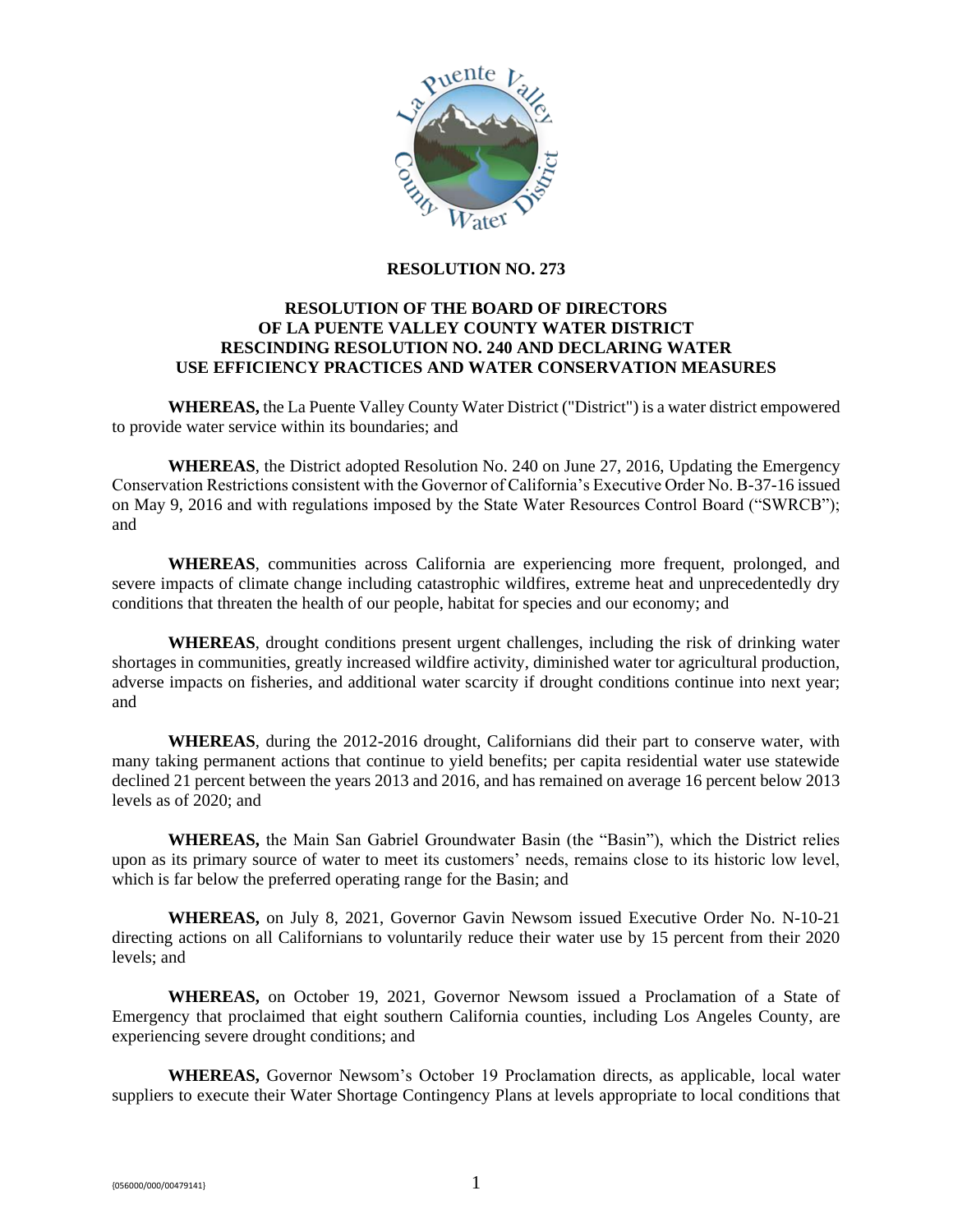**RESOLUTION NO. 273**

**RESOLUTION OF THE BOARD OF DIRECTORS OF LA PUENTE VALLEY COUNTY WATER DISTRICT RESCINDING RESOLUTION NO. 240 AND DECLARING WATER USE EFFICIENCY PRACTICES AND WATER CONSERVATION MEASURES**

**WHEREAS,** the La Puente Valley County Water District ("District") is a water district empowered to provide water service within its boundaries; and

**WHEREAS**, the District adopted Resolution No. 240 on June 27, 2016, Updating the Emergency Conservation Restrictions consistent with the Governor of California's Executive Order No. B-37-16 issued on May 9, 2016 and with regulations imposed by the State Water Resources Control Board ("SWRCB"); and

**WHEREAS**, communities across California are experiencing more frequent, prolonged, and severe impacts of climate change including catastrophic wildfires, extreme heat and unprecedentedly dry conditions that threaten the health of our people, habitat for species and our economy; and

**WHEREAS**, drought conditions present urgent challenges, including the risk of drinking water shortages in communities, greatly increased wildfire activity, diminished water tor agricultural production, adverse impacts on fisheries, and additional water scarcity if drought conditions continue into next year; and

**WHEREAS**, during the 2012-2016 drought, Californians did their part to conserve water, with many taking permanent actions that continue to yield benefits; per capita residential water use statewide declined 21 percent between the years 2013 and 2016, and has remained on average 16 percent below 2013 levels as of 2020; and

**WHEREAS,** the Main San Gabriel Groundwater Basin (the "Basin"), which the District relies upon as its primary source of water to meet its customers' needs, remains close to its historic low level, which is far below the preferred operating range for the Basin; and

**WHEREAS,** on July 8, 2021, Governor Gavin Newsom issued Executive Order No. N-10-21 directing actions on all Californians to voluntarily reduce their water use by 15 percent from their 2020 levels; and

**WHEREAS,** on October 19, 2021, Governor Newsom issued a Proclamation of a State of Emergency that proclaimed that eight southern California counties, including Los Angeles County, are experiencing severe drought conditions; and

**WHEREAS,** Governor Newsom's October 19 Proclamation directs, as applicable, local water suppliers to execute their Water Shortage Contingency Plans at levels appropriate to local conditions that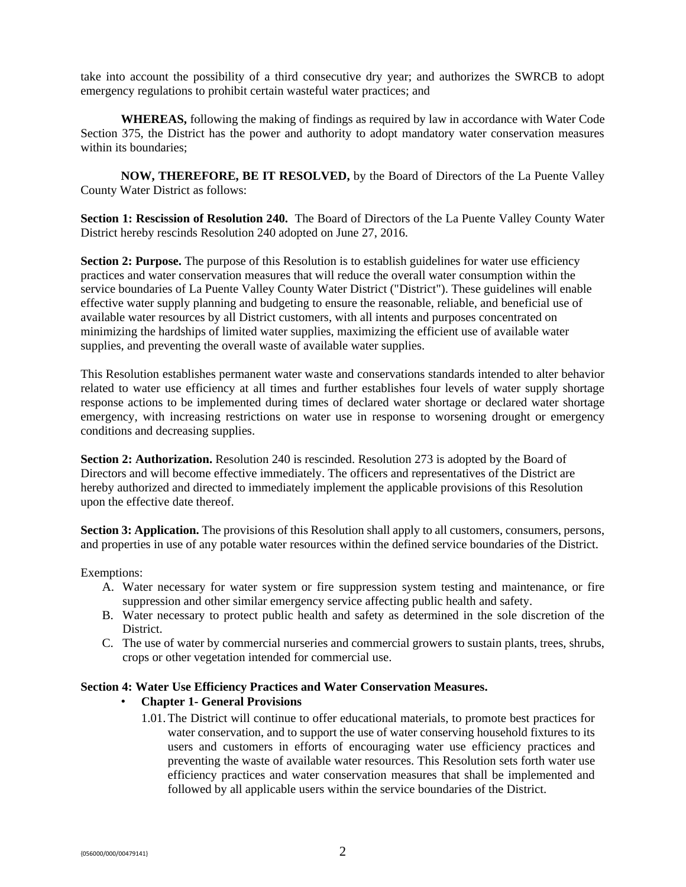take into account the possibility of a third consecutive dry year; and authorizes the SWRCB to adopt emergency regulations to prohibit certain wasteful water practices; and

**WHEREAS,** following the making of findings as required by law in accordance with Water Code Section 375, the District has the power and authority to adopt mandatory water conservation measures within its boundaries;

**NOW, THEREFORE, BE IT RESOLVED,** by the Board of Directors of the La Puente Valley County Water District as follows:

**Section 1: Rescission of Resolution 240.** The Board of Directors of the La Puente Valley County Water District hereby rescinds Resolution 240 adopted on June 27, 2016.

**Section 2: Purpose.** The purpose of this Resolution is to establish guidelines for water use efficiency practices and water conservation measures that will reduce the overall water consumption within the service boundaries of La Puente Valley County Water District ("District"). These guidelines will enable effective water supply planning and budgeting to ensure the reasonable, reliable, and beneficial use of available water resources by all District customers, with all intents and purposes concentrated on minimizing the hardships of limited water supplies, maximizing the efficient use of available water supplies, and preventing the overall waste of available water supplies.

This Resolution establishes permanent water waste and conservations standards intended to alter behavior related to water use efficiency at all times and further establishes four levels of water supply shortage response actions to be implemented during times of declared water shortage or declared water shortage emergency, with increasing restrictions on water use in response to worsening drought or emergency conditions and decreasing supplies.

**Section 2: Authorization.** Resolution 240 is rescinded. Resolution 273 is adopted by the Board of Directors and will become effective immediately. The officers and representatives of the District are hereby authorized and directed to immediately implement the applicable provisions of this Resolution upon the effective date thereof.

**Section 3: Application.** The provisions of this Resolution shall apply to all customers, consumers, persons, and properties in use of any potable water resources within the defined service boundaries of the District.

Exemptions:

A. Water necessary for water system or fire suppression system testing and maintenance, or fire suppression and other similar emergency service affecting public health and safety.
B. Water necessary to protect public health and safety as determined in the sole discretion of the District.
C. The use of water by commercial nurseries and commercial growers to sustain plants, trees, shrubs, crops or other vegetation intended for commercial use.

**Section 4: Water Use Efficiency Practices and Water Conservation Measures.**

- **Chapter 1- General Provisions**
  - 1.01. The District will continue to offer educational materials, to promote best practices for water conservation, and to support the use of water conserving household fixtures to its users and customers in efforts of encouraging water use efficiency practices and preventing the waste of available water resources. This Resolution sets forth water use efficiency practices and water conservation measures that shall be implemented and followed by all applicable users within the service boundaries of the District.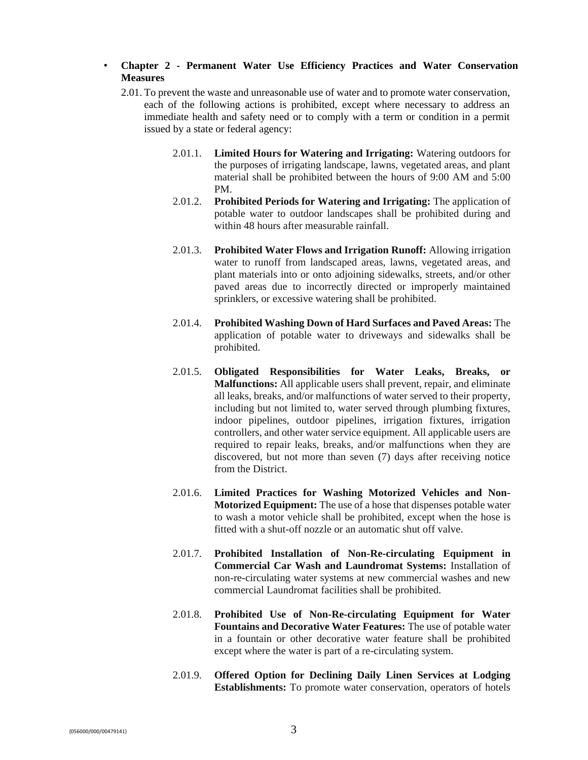- **Chapter 2 - Permanent Water Use Efficiency Practices and Water Conservation Measures**

2.01. To prevent the waste and unreasonable use of water and to promote water conservation, each of the following actions is prohibited, except where necessary to address an immediate health and safety need or to comply with a term or condition in a permit issued by a state or federal agency:

2.01.1. **Limited Hours for Watering and Irrigating:** Watering outdoors for the purposes of irrigating landscape, lawns, vegetated areas, and plant material shall be prohibited between the hours of 9:00 AM and 5:00 PM.

2.01.2. **Prohibited Periods for Watering and Irrigating:** The application of potable water to outdoor landscapes shall be prohibited during and within 48 hours after measurable rainfall.

2.01.3. **Prohibited Water Flows and Irrigation Runoff:** Allowing irrigation water to runoff from landscaped areas, lawns, vegetated areas, and plant materials into or onto adjoining sidewalks, streets, and/or other paved areas due to incorrectly directed or improperly maintained sprinklers, or excessive watering shall be prohibited.

2.01.4. **Prohibited Washing Down of Hard Surfaces and Paved Areas:** The application of potable water to driveways and sidewalks shall be prohibited.

2.01.5. **Obligated Responsibilities for Water Leaks, Breaks, or Malfunctions:** All applicable users shall prevent, repair, and eliminate all leaks, breaks, and/or malfunctions of water served to their property, including but not limited to, water served through plumbing fixtures, indoor pipelines, outdoor pipelines, irrigation fixtures, irrigation controllers, and other water service equipment. All applicable users are required to repair leaks, breaks, and/or malfunctions when they are discovered, but not more than seven (7) days after receiving notice from the District.

2.01.6. **Limited Practices for Washing Motorized Vehicles and Non-Motorized Equipment:** The use of a hose that dispenses potable water to wash a motor vehicle shall be prohibited, except when the hose is fitted with a shut-off nozzle or an automatic shut off valve.

2.01.7. **Prohibited Installation of Non-Re-circulating Equipment in Commercial Car Wash and Laundromat Systems:** Installation of non-re-circulating water systems at new commercial washes and new commercial Laundromat facilities shall be prohibited.

2.01.8. **Prohibited Use of Non-Re-circulating Equipment for Water Fountains and Decorative Water Features:** The use of potable water in a fountain or other decorative water feature shall be prohibited except where the water is part of a re-circulating system.

2.01.9. **Offered Option for Declining Daily Linen Services at Lodging Establishments:** To promote water conservation, operators of hotels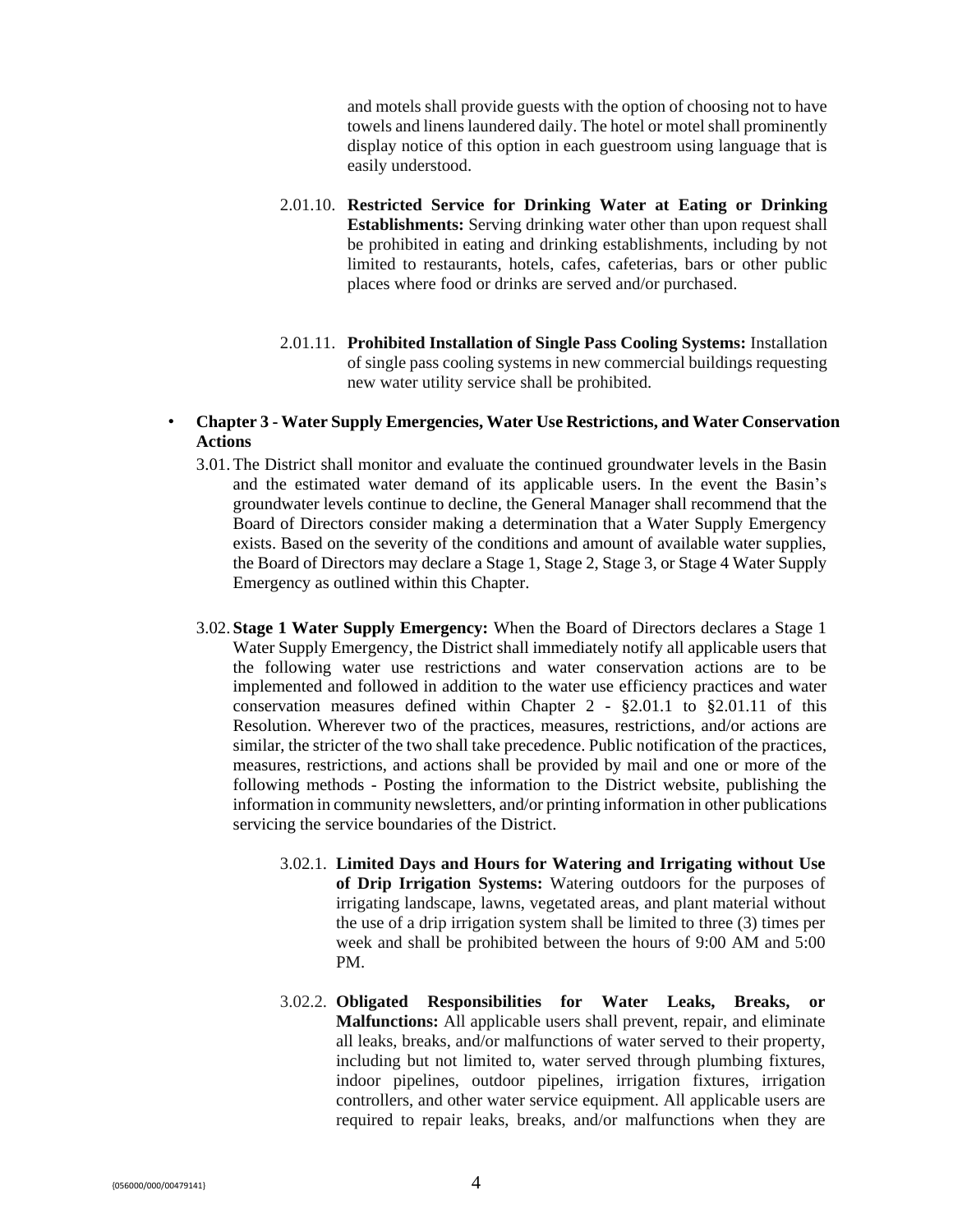and motels shall provide guests with the option of choosing not to have towels and linens laundered daily. The hotel or motel shall prominently display notice of this option in each guestroom using language that is easily understood.

2.01.10. **Restricted Service for Drinking Water at Eating or Drinking Establishments:** Serving drinking water other than upon request shall be prohibited in eating and drinking establishments, including by not limited to restaurants, hotels, cafes, cafeterias, bars or other public places where food or drinks are served and/or purchased.

2.01.11. **Prohibited Installation of Single Pass Cooling Systems:** Installation of single pass cooling systems in new commercial buildings requesting new water utility service shall be prohibited.

- **Chapter 3 - Water Supply Emergencies, Water Use Restrictions, and Water Conservation Actions**

3.01. The District shall monitor and evaluate the continued groundwater levels in the Basin and the estimated water demand of its applicable users. In the event the Basin's groundwater levels continue to decline, the General Manager shall recommend that the Board of Directors consider making a determination that a Water Supply Emergency exists. Based on the severity of the conditions and amount of available water supplies, the Board of Directors may declare a Stage 1, Stage 2, Stage 3, or Stage 4 Water Supply Emergency as outlined within this Chapter.

3.02. **Stage 1 Water Supply Emergency:** When the Board of Directors declares a Stage 1 Water Supply Emergency, the District shall immediately notify all applicable users that the following water use restrictions and water conservation actions are to be implemented and followed in addition to the water use efficiency practices and water conservation measures defined within Chapter 2 - §2.01.1 to §2.01.11 of this Resolution. Wherever two of the practices, measures, restrictions, and/or actions are similar, the stricter of the two shall take precedence. Public notification of the practices, measures, restrictions, and actions shall be provided by mail and one or more of the following methods - Posting the information to the District website, publishing the information in community newsletters, and/or printing information in other publications servicing the service boundaries of the District.

3.02.1. **Limited Days and Hours for Watering and Irrigating without Use of Drip Irrigation Systems:** Watering outdoors for the purposes of irrigating landscape, lawns, vegetated areas, and plant material without the use of a drip irrigation system shall be limited to three (3) times per week and shall be prohibited between the hours of 9:00 AM and 5:00 PM.

3.02.2. **Obligated Responsibilities for Water Leaks, Breaks, or Malfunctions:** All applicable users shall prevent, repair, and eliminate all leaks, breaks, and/or malfunctions of water served to their property, including but not limited to, water served through plumbing fixtures, indoor pipelines, outdoor pipelines, irrigation fixtures, irrigation controllers, and other water service equipment. All applicable users are required to repair leaks, breaks, and/or malfunctions when they are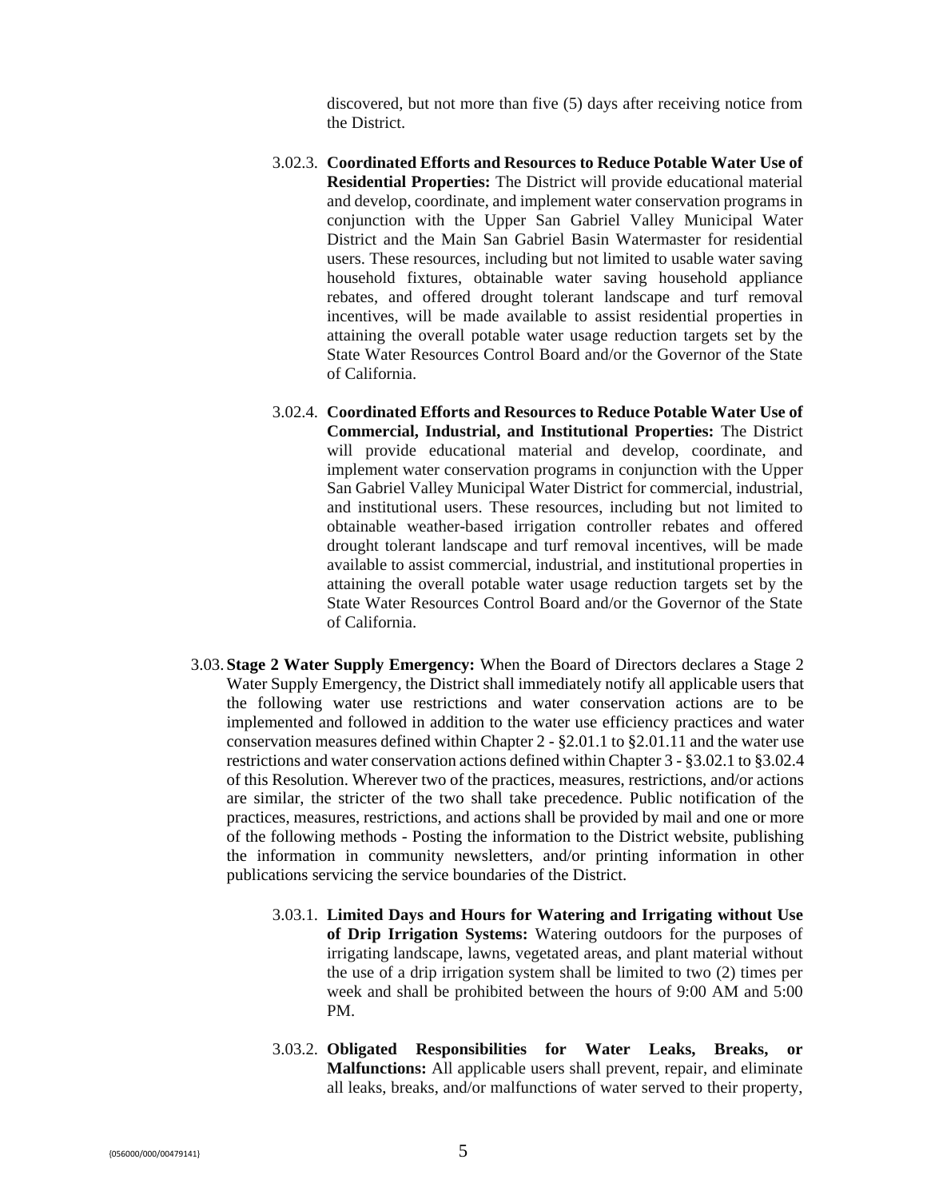discovered, but not more than five (5) days after receiving notice from the District.

3.02.3. **Coordinated Efforts and Resources to Reduce Potable Water Use of Residential Properties:** The District will provide educational material and develop, coordinate, and implement water conservation programs in conjunction with the Upper San Gabriel Valley Municipal Water District and the Main San Gabriel Basin Watermaster for residential users. These resources, including but not limited to usable water saving household fixtures, obtainable water saving household appliance rebates, and offered drought tolerant landscape and turf removal incentives, will be made available to assist residential properties in attaining the overall potable water usage reduction targets set by the State Water Resources Control Board and/or the Governor of the State of California.

3.02.4. **Coordinated Efforts and Resources to Reduce Potable Water Use of Commercial, Industrial, and Institutional Properties:** The District will provide educational material and develop, coordinate, and implement water conservation programs in conjunction with the Upper San Gabriel Valley Municipal Water District for commercial, industrial, and institutional users. These resources, including but not limited to obtainable weather-based irrigation controller rebates and offered drought tolerant landscape and turf removal incentives, will be made available to assist commercial, industrial, and institutional properties in attaining the overall potable water usage reduction targets set by the State Water Resources Control Board and/or the Governor of the State of California.

3.03. **Stage 2 Water Supply Emergency:** When the Board of Directors declares a Stage 2 Water Supply Emergency, the District shall immediately notify all applicable users that the following water use restrictions and water conservation actions are to be implemented and followed in addition to the water use efficiency practices and water conservation measures defined within Chapter 2 - §2.01.1 to §2.01.11 and the water use restrictions and water conservation actions defined within Chapter 3 - §3.02.1 to §3.02.4 of this Resolution. Wherever two of the practices, measures, restrictions, and/or actions are similar, the stricter of the two shall take precedence. Public notification of the practices, measures, restrictions, and actions shall be provided by mail and one or more of the following methods - Posting the information to the District website, publishing the information in community newsletters, and/or printing information in other publications servicing the service boundaries of the District.

3.03.1. **Limited Days and Hours for Watering and Irrigating without Use of Drip Irrigation Systems:** Watering outdoors for the purposes of irrigating landscape, lawns, vegetated areas, and plant material without the use of a drip irrigation system shall be limited to two (2) times per week and shall be prohibited between the hours of 9:00 AM and 5:00 PM.

3.03.2. **Obligated Responsibilities for Water Leaks, Breaks, or Malfunctions:** All applicable users shall prevent, repair, and eliminate all leaks, breaks, and/or malfunctions of water served to their property,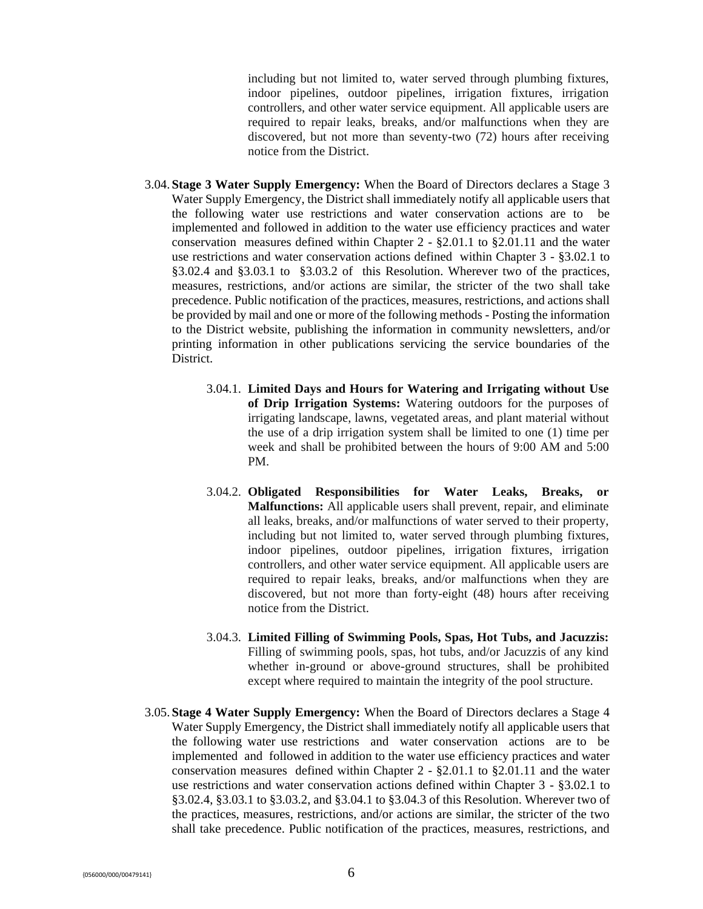including but not limited to, water served through plumbing fixtures, indoor pipelines, outdoor pipelines, irrigation fixtures, irrigation controllers, and other water service equipment. All applicable users are required to repair leaks, breaks, and/or malfunctions when they are discovered, but not more than seventy-two (72) hours after receiving notice from the District.

3.04. **Stage 3 Water Supply Emergency:** When the Board of Directors declares a Stage 3 Water Supply Emergency, the District shall immediately notify all applicable users that the following water use restrictions and water conservation actions are to be implemented and followed in addition to the water use efficiency practices and water conservation measures defined within Chapter 2 - §2.01.1 to §2.01.11 and the water use restrictions and water conservation actions defined within Chapter 3 - §3.02.1 to §3.02.4 and §3.03.1 to §3.03.2 of this Resolution. Wherever two of the practices, measures, restrictions, and/or actions are similar, the stricter of the two shall take precedence. Public notification of the practices, measures, restrictions, and actions shall be provided by mail and one or more of the following methods - Posting the information to the District website, publishing the information in community newsletters, and/or printing information in other publications servicing the service boundaries of the District.

3.04.1. **Limited Days and Hours for Watering and Irrigating without Use of Drip Irrigation Systems:** Watering outdoors for the purposes of irrigating landscape, lawns, vegetated areas, and plant material without the use of a drip irrigation system shall be limited to one (1) time per week and shall be prohibited between the hours of 9:00 AM and 5:00 PM.

3.04.2. **Obligated Responsibilities for Water Leaks, Breaks, or Malfunctions:** All applicable users shall prevent, repair, and eliminate all leaks, breaks, and/or malfunctions of water served to their property, including but not limited to, water served through plumbing fixtures, indoor pipelines, outdoor pipelines, irrigation fixtures, irrigation controllers, and other water service equipment. All applicable users are required to repair leaks, breaks, and/or malfunctions when they are discovered, but not more than forty-eight (48) hours after receiving notice from the District.

3.04.3. **Limited Filling of Swimming Pools, Spas, Hot Tubs, and Jacuzzis:** Filling of swimming pools, spas, hot tubs, and/or Jacuzzis of any kind whether in-ground or above-ground structures, shall be prohibited except where required to maintain the integrity of the pool structure.

3.05. **Stage 4 Water Supply Emergency:** When the Board of Directors declares a Stage 4 Water Supply Emergency, the District shall immediately notify all applicable users that the following water use restrictions and water conservation actions are to be implemented and followed in addition to the water use efficiency practices and water conservation measures defined within Chapter 2 - §2.01.1 to §2.01.11 and the water use restrictions and water conservation actions defined within Chapter 3 - §3.02.1 to §3.02.4, §3.03.1 to §3.03.2, and §3.04.1 to §3.04.3 of this Resolution. Wherever two of the practices, measures, restrictions, and/or actions are similar, the stricter of the two shall take precedence. Public notification of the practices, measures, restrictions, and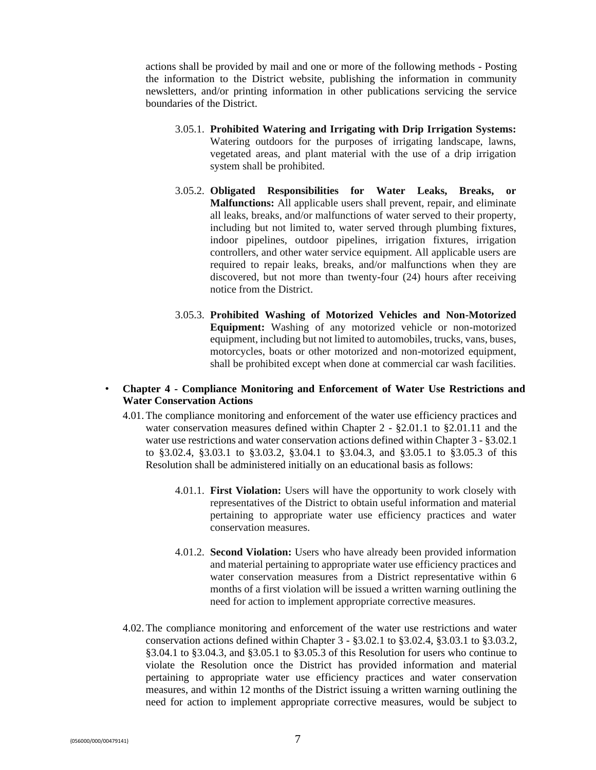actions shall be provided by mail and one or more of the following methods - Posting the information to the District website, publishing the information in community newsletters, and/or printing information in other publications servicing the service boundaries of the District.

3.05.1. **Prohibited Watering and Irrigating with Drip Irrigation Systems:** Watering outdoors for the purposes of irrigating landscape, lawns, vegetated areas, and plant material with the use of a drip irrigation system shall be prohibited.

3.05.2. **Obligated Responsibilities for Water Leaks, Breaks, or Malfunctions:** All applicable users shall prevent, repair, and eliminate all leaks, breaks, and/or malfunctions of water served to their property, including but not limited to, water served through plumbing fixtures, indoor pipelines, outdoor pipelines, irrigation fixtures, irrigation controllers, and other water service equipment. All applicable users are required to repair leaks, breaks, and/or malfunctions when they are discovered, but not more than twenty-four (24) hours after receiving notice from the District.

3.05.3. **Prohibited Washing of Motorized Vehicles and Non-Motorized Equipment:** Washing of any motorized vehicle or non-motorized equipment, including but not limited to automobiles, trucks, vans, buses, motorcycles, boats or other motorized and non-motorized equipment, shall be prohibited except when done at commercial car wash facilities.

- **Chapter 4 - Compliance Monitoring and Enforcement of Water Use Restrictions and Water Conservation Actions**

4.01. The compliance monitoring and enforcement of the water use efficiency practices and water conservation measures defined within Chapter 2 - §2.01.1 to §2.01.11 and the water use restrictions and water conservation actions defined within Chapter 3 - §3.02.1 to §3.02.4, §3.03.1 to §3.03.2, §3.04.1 to §3.04.3, and §3.05.1 to §3.05.3 of this Resolution shall be administered initially on an educational basis as follows:

4.01.1. **First Violation:** Users will have the opportunity to work closely with representatives of the District to obtain useful information and material pertaining to appropriate water use efficiency practices and water conservation measures.

4.01.2. **Second Violation:** Users who have already been provided information and material pertaining to appropriate water use efficiency practices and water conservation measures from a District representative within 6 months of a first violation will be issued a written warning outlining the need for action to implement appropriate corrective measures.

4.02. The compliance monitoring and enforcement of the water use restrictions and water conservation actions defined within Chapter 3 - §3.02.1 to §3.02.4, §3.03.1 to §3.03.2, §3.04.1 to §3.04.3, and §3.05.1 to §3.05.3 of this Resolution for users who continue to violate the Resolution once the District has provided information and material pertaining to appropriate water use efficiency practices and water conservation measures, and within 12 months of the District issuing a written warning outlining the need for action to implement appropriate corrective measures, would be subject to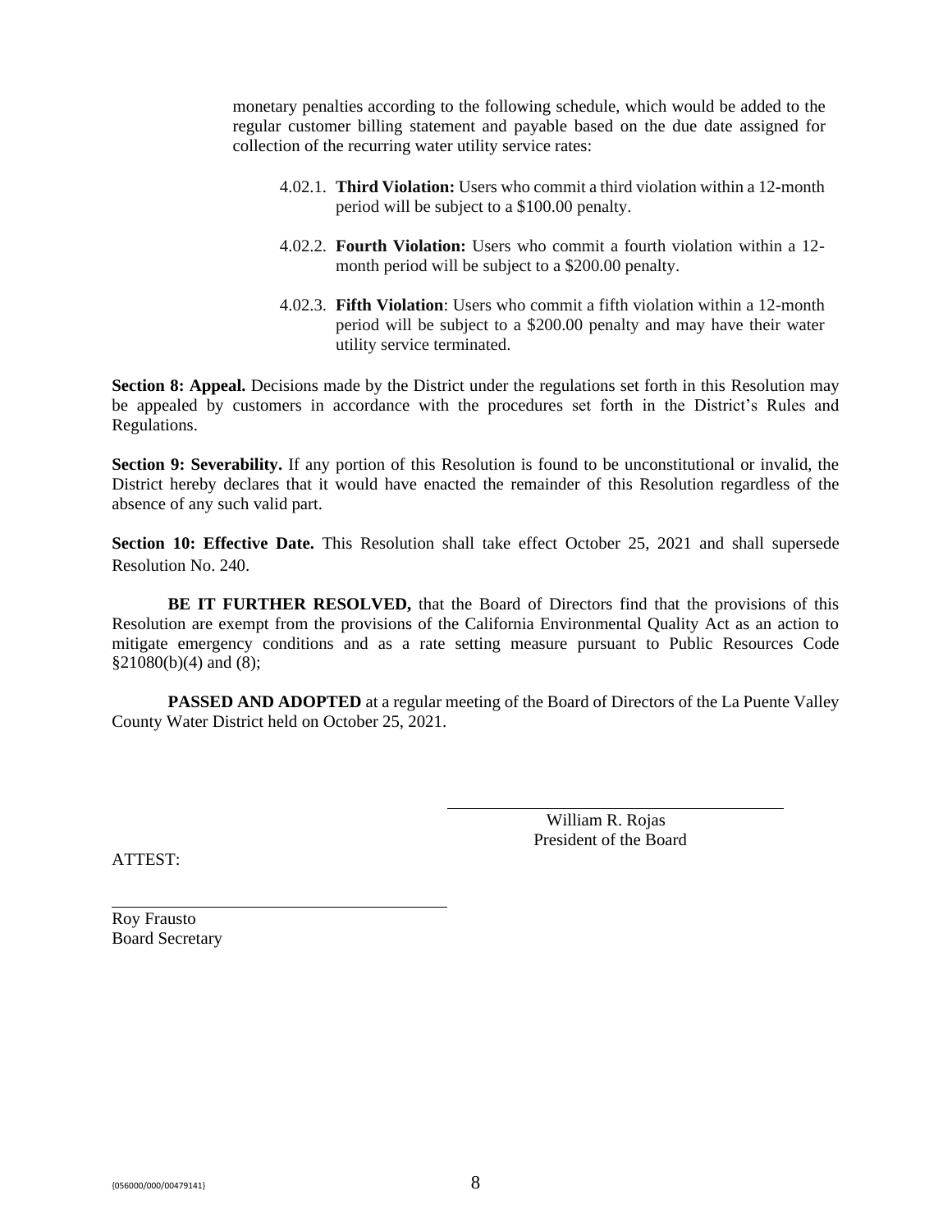monetary penalties according to the following schedule, which would be added to the regular customer billing statement and payable based on the due date assigned for collection of the recurring water utility service rates:

4.02.1. **Third Violation:** Users who commit a third violation within a 12-month period will be subject to a $100.00 penalty.

4.02.2. **Fourth Violation:** Users who commit a fourth violation within a 12-month period will be subject to a $200.00 penalty.

4.02.3. **Fifth Violation**: Users who commit a fifth violation within a 12-month period will be subject to a $200.00 penalty and may have their water utility service terminated.

**Section 8: Appeal.** Decisions made by the District under the regulations set forth in this Resolution may be appealed by customers in accordance with the procedures set forth in the District's Rules and Regulations.

**Section 9: Severability.** If any portion of this Resolution is found to be unconstitutional or invalid, the District hereby declares that it would have enacted the remainder of this Resolution regardless of the absence of any such valid part.

**Section 10: Effective Date.** This Resolution shall take effect October 25, 2021 and shall supersede Resolution No. 240.

**BE IT FURTHER RESOLVED,** that the Board of Directors find that the provisions of this Resolution are exempt from the provisions of the California Environmental Quality Act as an action to mitigate emergency conditions and as a rate setting measure pursuant to Public Resources Code §21080(b)(4) and (8);

**PASSED AND ADOPTED** at a regular meeting of the Board of Directors of the La Puente Valley County Water District held on October 25, 2021.

\_\_\_\_\_\_\_\_\_\_\_\_\_\_\_\_\_\_\_\_\_\_\_\_\_\_\_\_\_\_\_\_\_\_\_\_\_\_
William R. Rojas
President of the Board

ATTEST:

\_\_\_\_\_\_\_\_\_\_\_\_\_\_\_\_\_\_\_\_\_\_\_\_\_\_\_\_\_\_\_\_\_\_\_\_\_\_
Roy Frausto
Board Secretary

{056000/000/00479141}